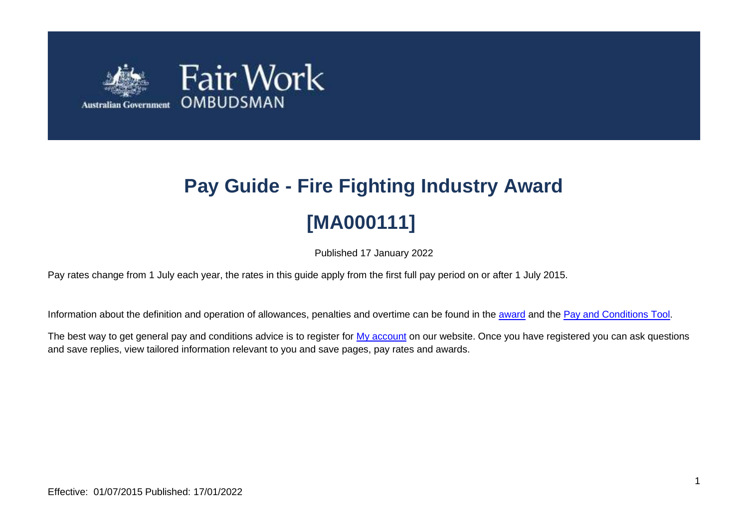# Pay Guide - Fire Fighting Industry Award

# [MA000111]

Published 17 January 2022

Pay rates change from 1 July each year, the rates in this guide apply from the first full pay period on or after 1 July 2015.

Information about the definition and operation of allowances, penalties and overtime can be found in the award and the Pay and Conditions Tool.

The best way to get general pay and conditions advice is to register for My account on our website. Once you have registered you can ask questions and save replies, view tailored information relevant to you and save pages, pay rates and awards.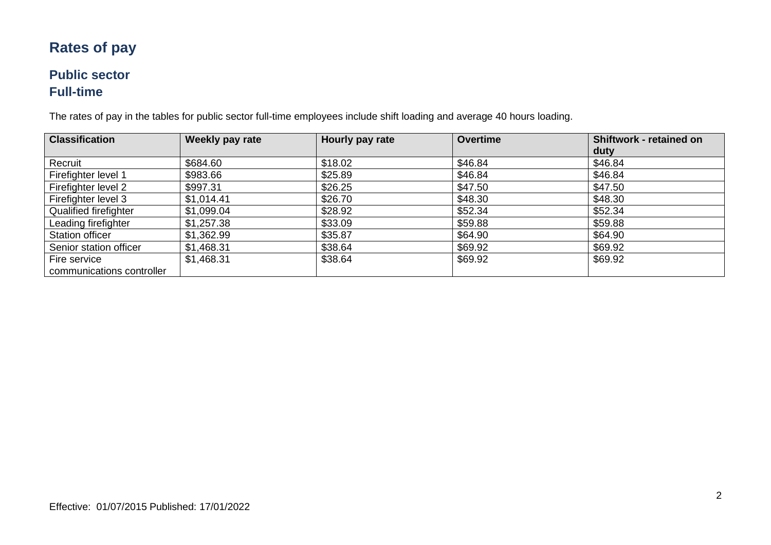# Rates of pay

## Public sector

## Full-time

The rates of pay in the tables for public sector full-time employees include shift loading and average 40 hours loading.

| Classification | Weekly pay rate | Hourly pay rate | Overtime | Shiftwork - retained on duty |
|---|---|---|---|---|
| Recruit | $684.60 | $18.02 | $46.84 | $46.84 |
| Firefighter level 1 | $983.66 | $25.89 | $46.84 | $46.84 |
| Firefighter level 2 | $997.31 | $26.25 | $47.50 | $47.50 |
| Firefighter level 3 | $1,014.41 | $26.70 | $48.30 | $48.30 |
| Qualified firefighter | $1,099.04 | $28.92 | $52.34 | $52.34 |
| Leading firefighter | $1,257.38 | $33.09 | $59.88 | $59.88 |
| Station officer | $1,362.99 | $35.87 | $64.90 | $64.90 |
| Senior station officer | $1,468.31 | $38.64 | $69.92 | $69.92 |
| Fire service communications controller | $1,468.31 | $38.64 | $69.92 | $69.92 |

Effective: 01/07/2015 Published: 17/01/2022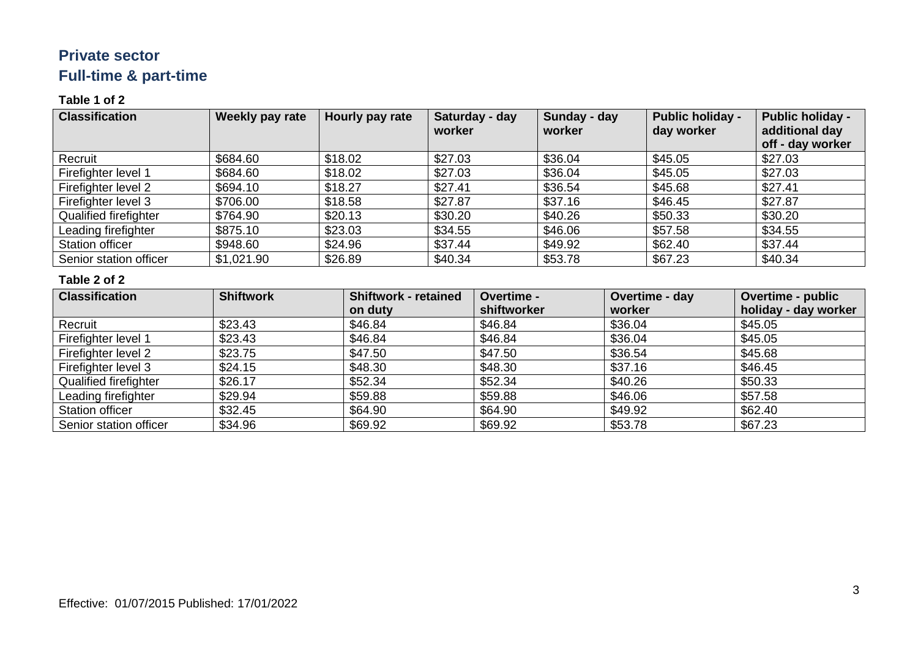## Private sector

## Full-time & part-time

**Table 1 of 2**

| Classification | Weekly pay rate | Hourly pay rate | Saturday - day worker | Sunday - day worker | Public holiday - day worker | Public holiday - additional day off - day worker |
|---|---|---|---|---|---|---|
| Recruit | $684.60 | $18.02 | $27.03 | $36.04 | $45.05 | $27.03 |
| Firefighter level 1 | $684.60 | $18.02 | $27.03 | $36.04 | $45.05 | $27.03 |
| Firefighter level 2 | $694.10 | $18.27 | $27.41 | $36.54 | $45.68 | $27.41 |
| Firefighter level 3 | $706.00 | $18.58 | $27.87 | $37.16 | $46.45 | $27.87 |
| Qualified firefighter | $764.90 | $20.13 | $30.20 | $40.26 | $50.33 | $30.20 |
| Leading firefighter | $875.10 | $23.03 | $34.55 | $46.06 | $57.58 | $34.55 |
| Station officer | $948.60 | $24.96 | $37.44 | $49.92 | $62.40 | $37.44 |
| Senior station officer | $1,021.90 | $26.89 | $40.34 | $53.78 | $67.23 | $40.34 |

**Table 2 of 2**

| Classification | Shiftwork | Shiftwork - retained on duty | Overtime - shiftworker | Overtime - day worker | Overtime - public holiday - day worker |
|---|---|---|---|---|---|
| Recruit | $23.43 | $46.84 | $46.84 | $36.04 | $45.05 |
| Firefighter level 1 | $23.43 | $46.84 | $46.84 | $36.04 | $45.05 |
| Firefighter level 2 | $23.75 | $47.50 | $47.50 | $36.54 | $45.68 |
| Firefighter level 3 | $24.15 | $48.30 | $48.30 | $37.16 | $46.45 |
| Qualified firefighter | $26.17 | $52.34 | $52.34 | $40.26 | $50.33 |
| Leading firefighter | $29.94 | $59.88 | $59.88 | $46.06 | $57.58 |
| Station officer | $32.45 | $64.90 | $64.90 | $49.92 | $62.40 |
| Senior station officer | $34.96 | $69.92 | $69.92 | $53.78 | $67.23 |

Effective: 01/07/2015 Published: 17/01/2022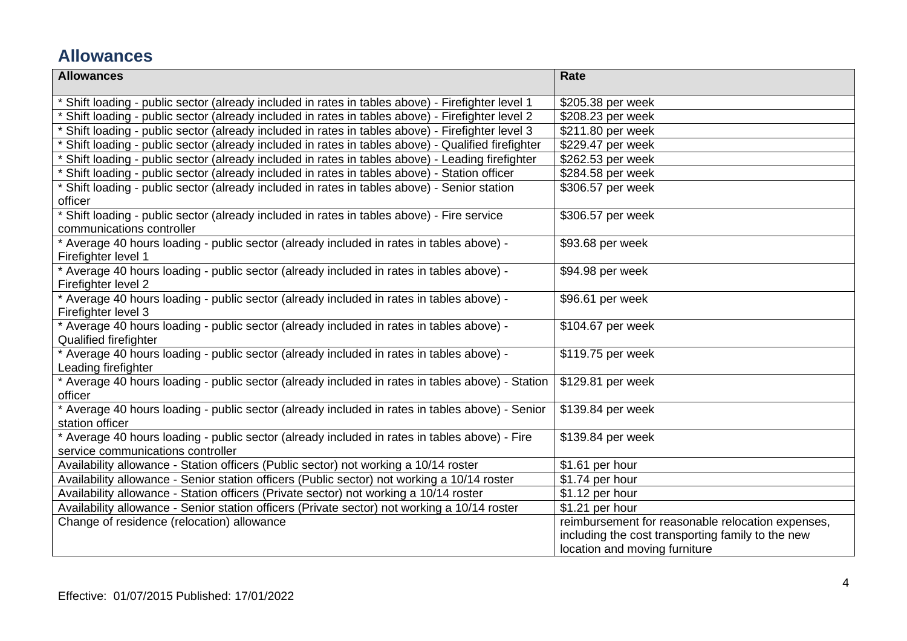## Allowances

| Allowances | Rate |
|---|---|
| * Shift loading - public sector (already included in rates in tables above) - Firefighter level 1 | $205.38 per week |
| * Shift loading - public sector (already included in rates in tables above) - Firefighter level 2 | $208.23 per week |
| * Shift loading - public sector (already included in rates in tables above) - Firefighter level 3 | $211.80 per week |
| * Shift loading - public sector (already included in rates in tables above) - Qualified firefighter | $229.47 per week |
| * Shift loading - public sector (already included in rates in tables above) - Leading firefighter | $262.53 per week |
| * Shift loading - public sector (already included in rates in tables above) - Station officer | $284.58 per week |
| * Shift loading - public sector (already included in rates in tables above) - Senior station officer | $306.57 per week |
| * Shift loading - public sector (already included in rates in tables above) - Fire service communications controller | $306.57 per week |
| * Average 40 hours loading - public sector (already included in rates in tables above) - Firefighter level 1 | $93.68 per week |
| * Average 40 hours loading - public sector (already included in rates in tables above) - Firefighter level 2 | $94.98 per week |
| * Average 40 hours loading - public sector (already included in rates in tables above) - Firefighter level 3 | $96.61 per week |
| * Average 40 hours loading - public sector (already included in rates in tables above) - Qualified firefighter | $104.67 per week |
| * Average 40 hours loading - public sector (already included in rates in tables above) - Leading firefighter | $119.75 per week |
| * Average 40 hours loading - public sector (already included in rates in tables above) - Station officer | $129.81 per week |
| * Average 40 hours loading - public sector (already included in rates in tables above) - Senior station officer | $139.84 per week |
| * Average 40 hours loading - public sector (already included in rates in tables above) - Fire service communications controller | $139.84 per week |
| Availability allowance - Station officers (Public sector) not working a 10/14 roster | $1.61 per hour |
| Availability allowance - Senior station officers (Public sector) not working a 10/14 roster | $1.74 per hour |
| Availability allowance - Station officers (Private sector) not working a 10/14 roster | $1.12 per hour |
| Availability allowance - Senior station officers (Private sector) not working a 10/14 roster | $1.21 per hour |
| Change of residence (relocation) allowance | reimbursement for reasonable relocation expenses, including the cost transporting family to the new location and moving furniture |

Effective: 01/07/2015 Published: 17/01/2022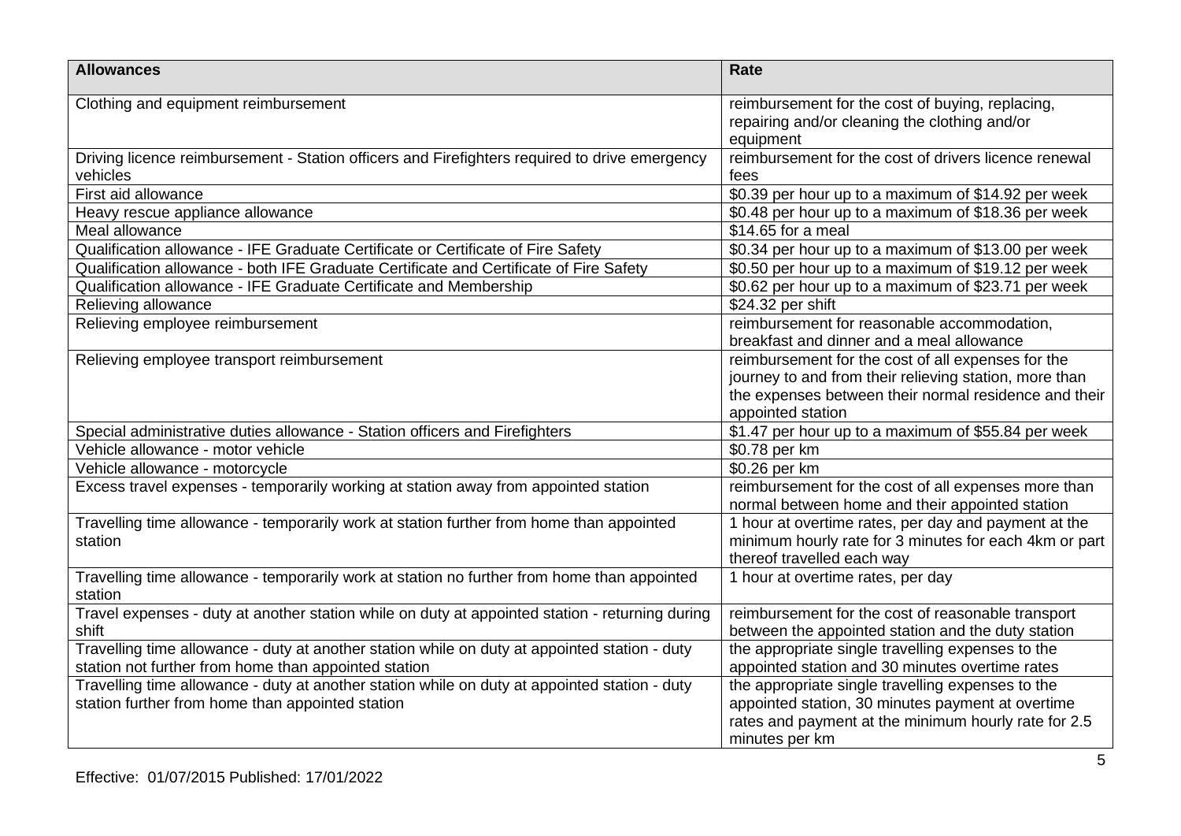| Allowances | Rate |
|---|---|
| Clothing and equipment reimbursement | reimbursement for the cost of buying, replacing, repairing and/or cleaning the clothing and/or equipment |
| Driving licence reimbursement - Station officers and Firefighters required to drive emergency vehicles | reimbursement for the cost of drivers licence renewal fees |
| First aid allowance | $0.39 per hour up to a maximum of $14.92 per week |
| Heavy rescue appliance allowance | $0.48 per hour up to a maximum of $18.36 per week |
| Meal allowance | $14.65 for a meal |
| Qualification allowance - IFE Graduate Certificate or Certificate of Fire Safety | $0.34 per hour up to a maximum of $13.00 per week |
| Qualification allowance - both IFE Graduate Certificate and Certificate of Fire Safety | $0.50 per hour up to a maximum of $19.12 per week |
| Qualification allowance - IFE Graduate Certificate and Membership | $0.62 per hour up to a maximum of $23.71 per week |
| Relieving allowance | $24.32 per shift |
| Relieving employee reimbursement | reimbursement for reasonable accommodation, breakfast and dinner and a meal allowance |
| Relieving employee transport reimbursement | reimbursement for the cost of all expenses for the journey to and from their relieving station, more than the expenses between their normal residence and their appointed station |
| Special administrative duties allowance - Station officers and Firefighters | $1.47 per hour up to a maximum of $55.84 per week |
| Vehicle allowance - motor vehicle | $0.78 per km |
| Vehicle allowance - motorcycle | $0.26 per km |
| Excess travel expenses - temporarily working at station away from appointed station | reimbursement for the cost of all expenses more than normal between home and their appointed station |
| Travelling time allowance - temporarily work at station further from home than appointed station | 1 hour at overtime rates, per day and payment at the minimum hourly rate for 3 minutes for each 4km or part thereof travelled each way |
| Travelling time allowance - temporarily work at station no further from home than appointed station | 1 hour at overtime rates, per day |
| Travel expenses - duty at another station while on duty at appointed station - returning during shift | reimbursement for the cost of reasonable transport between the appointed station and the duty station |
| Travelling time allowance - duty at another station while on duty at appointed station - duty station not further from home than appointed station | the appropriate single travelling expenses to the appointed station and 30 minutes overtime rates |
| Travelling time allowance - duty at another station while on duty at appointed station - duty station further from home than appointed station | the appropriate single travelling expenses to the appointed station, 30 minutes payment at overtime rates and payment at the minimum hourly rate for 2.5 minutes per km |

Effective: 01/07/2015 Published: 17/01/2022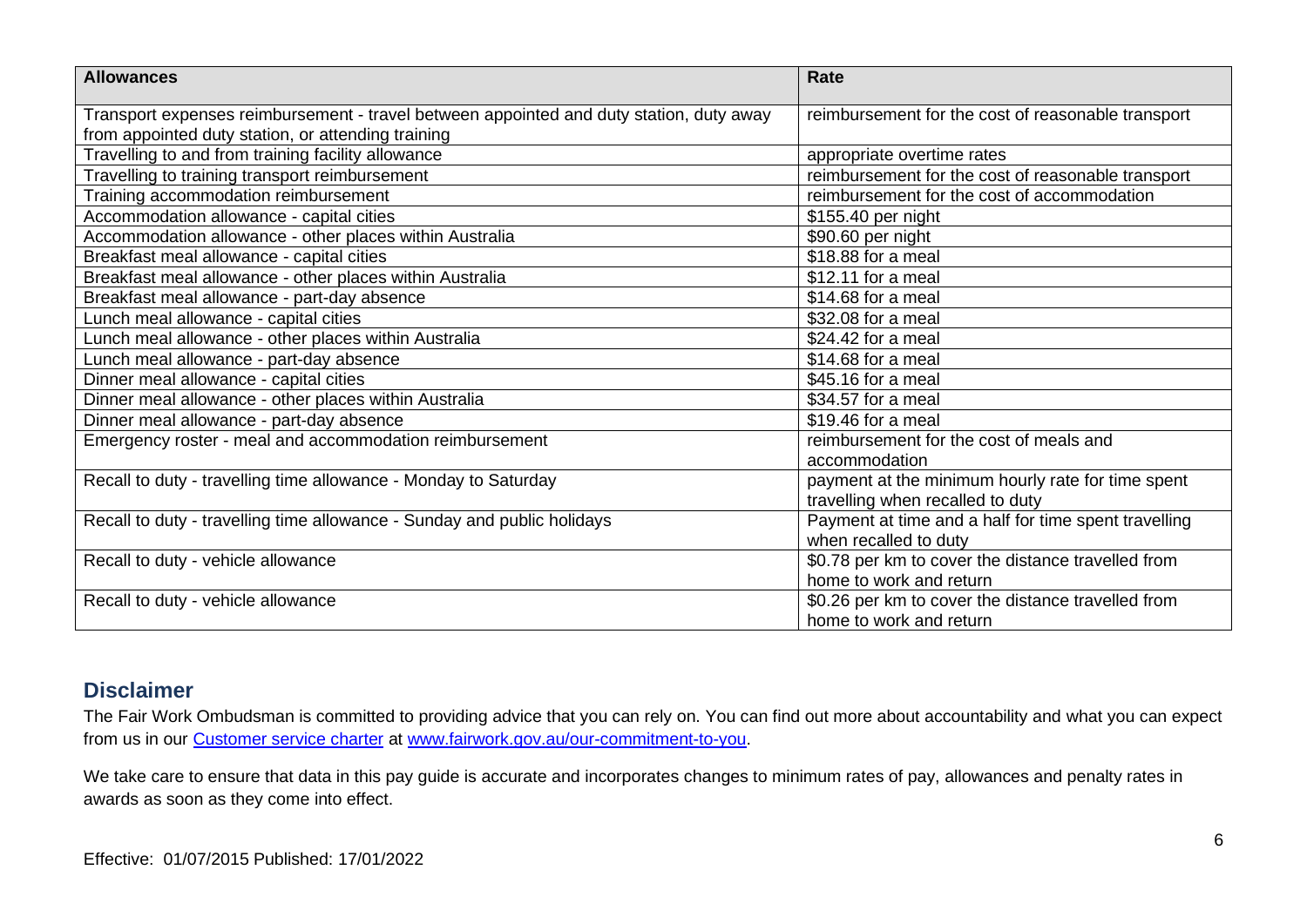| Allowances | Rate |
| --- | --- |
| Transport expenses reimbursement - travel between appointed and duty station, duty away from appointed duty station, or attending training | reimbursement for the cost of reasonable transport |
| Travelling to and from training facility allowance | appropriate overtime rates |
| Travelling to training transport reimbursement | reimbursement for the cost of reasonable transport |
| Training accommodation reimbursement | reimbursement for the cost of accommodation |
| Accommodation allowance - capital cities | $155.40 per night |
| Accommodation allowance - other places within Australia | $90.60 per night |
| Breakfast meal allowance - capital cities | $18.88 for a meal |
| Breakfast meal allowance - other places within Australia | $12.11 for a meal |
| Breakfast meal allowance - part-day absence | $14.68 for a meal |
| Lunch meal allowance - capital cities | $32.08 for a meal |
| Lunch meal allowance - other places within Australia | $24.42 for a meal |
| Lunch meal allowance - part-day absence | $14.68 for a meal |
| Dinner meal allowance - capital cities | $45.16 for a meal |
| Dinner meal allowance - other places within Australia | $34.57 for a meal |
| Dinner meal allowance - part-day absence | $19.46 for a meal |
| Emergency roster - meal and accommodation reimbursement | reimbursement for the cost of meals and accommodation |
| Recall to duty - travelling time allowance - Monday to Saturday | payment at the minimum hourly rate for time spent travelling when recalled to duty |
| Recall to duty - travelling time allowance - Sunday and public holidays | Payment at time and a half for time spent travelling when recalled to duty |
| Recall to duty - vehicle allowance | $0.78 per km to cover the distance travelled from home to work and return |
| Recall to duty - vehicle allowance | $0.26 per km to cover the distance travelled from home to work and return |

## Disclaimer

The Fair Work Ombudsman is committed to providing advice that you can rely on. You can find out more about accountability and what you can expect from us in our Customer service charter at www.fairwork.gov.au/our-commitment-to-you.

We take care to ensure that data in this pay guide is accurate and incorporates changes to minimum rates of pay, allowances and penalty rates in awards as soon as they come into effect.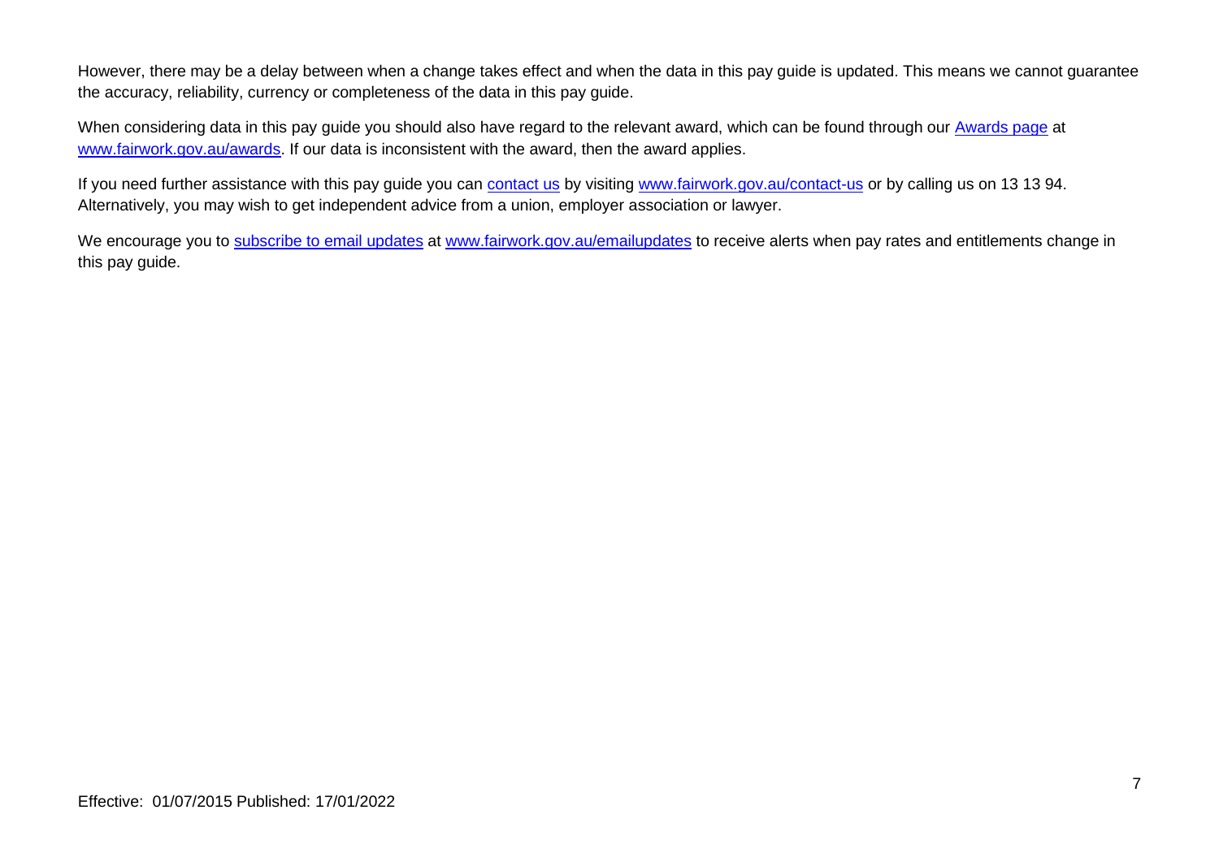However, there may be a delay between when a change takes effect and when the data in this pay guide is updated. This means we cannot guarantee the accuracy, reliability, currency or completeness of the data in this pay guide.

When considering data in this pay guide you should also have regard to the relevant award, which can be found through our Awards page at www.fairwork.gov.au/awards. If our data is inconsistent with the award, then the award applies.

If you need further assistance with this pay guide you can contact us by visiting www.fairwork.gov.au/contact-us or by calling us on 13 13 94. Alternatively, you may wish to get independent advice from a union, employer association or lawyer.

We encourage you to subscribe to email updates at www.fairwork.gov.au/emailupdates to receive alerts when pay rates and entitlements change in this pay guide.